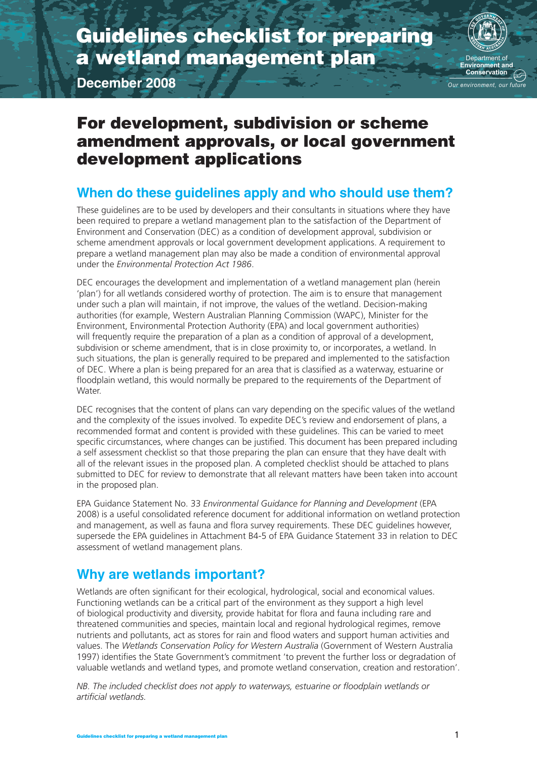# Guidelines checklist for preparing a wetland management plan

**December 2008**

Department of **Environment and Conservation**

*Our environment, our future*

# For development, subdivision or scheme amendment approvals, or local government development applications

## When do these guidelines apply and who should use them?

These guidelines are to be used by developers and their consultants in situations where they have been required to prepare a wetland management plan to the satisfaction of the Department of Environment and Conservation (DEC) as a condition of development approval, subdivision or scheme amendment approvals or local government development applications. A requirement to prepare a wetland management plan may also be made a condition of environmental approval under the *Environmental Protection Act 1986*.

DEC encourages the development and implementation of a wetland management plan (herein 'plan') for all wetlands considered worthy of protection. The aim is to ensure that management under such a plan will maintain, if not improve, the values of the wetland. Decision-making authorities (for example, Western Australian Planning Commission (WAPC), Minister for the Environment, Environmental Protection Authority (EPA) and local government authorities) will frequently require the preparation of a plan as a condition of approval of a development, subdivision or scheme amendment, that is in close proximity to, or incorporates, a wetland. In such situations, the plan is generally required to be prepared and implemented to the satisfaction of DEC. Where a plan is being prepared for an area that is classified as a waterway, estuarine or floodplain wetland, this would normally be prepared to the requirements of the Department of Water.

DEC recognises that the content of plans can vary depending on the specific values of the wetland and the complexity of the issues involved. To expedite DEC's review and endorsement of plans, a recommended format and content is provided with these guidelines. This can be varied to meet specific circumstances, where changes can be justified. This document has been prepared including a self assessment checklist so that those preparing the plan can ensure that they have dealt with all of the relevant issues in the proposed plan. A completed checklist should be attached to plans submitted to DEC for review to demonstrate that all relevant matters have been taken into account in the proposed plan.

EPA Guidance Statement No. 33 *Environmental Guidance for Planning and Development* (EPA 2008) is a useful consolidated reference document for additional information on wetland protection and management, as well as fauna and flora survey requirements. These DEC guidelines however, supersede the EPA guidelines in Attachment B4-5 of EPA Guidance Statement 33 in relation to DEC assessment of wetland management plans.

## Why are wetlands important?

Wetlands are often significant for their ecological, hydrological, social and economical values. Functioning wetlands can be a critical part of the environment as they support a high level of biological productivity and diversity, provide habitat for flora and fauna including rare and threatened communities and species, maintain local and regional hydrological regimes, remove nutrients and pollutants, act as stores for rain and flood waters and support human activities and values. The *Wetlands Conservation Policy for Western Australia* (Government of Western Australia 1997) identifies the State Government's commitment 'to prevent the further loss or degradation of valuable wetlands and wetland types, and promote wetland conservation, creation and restoration'.

*NB. The included checklist does not apply to waterways, estuarine or floodplain wetlands or artificial wetlands.*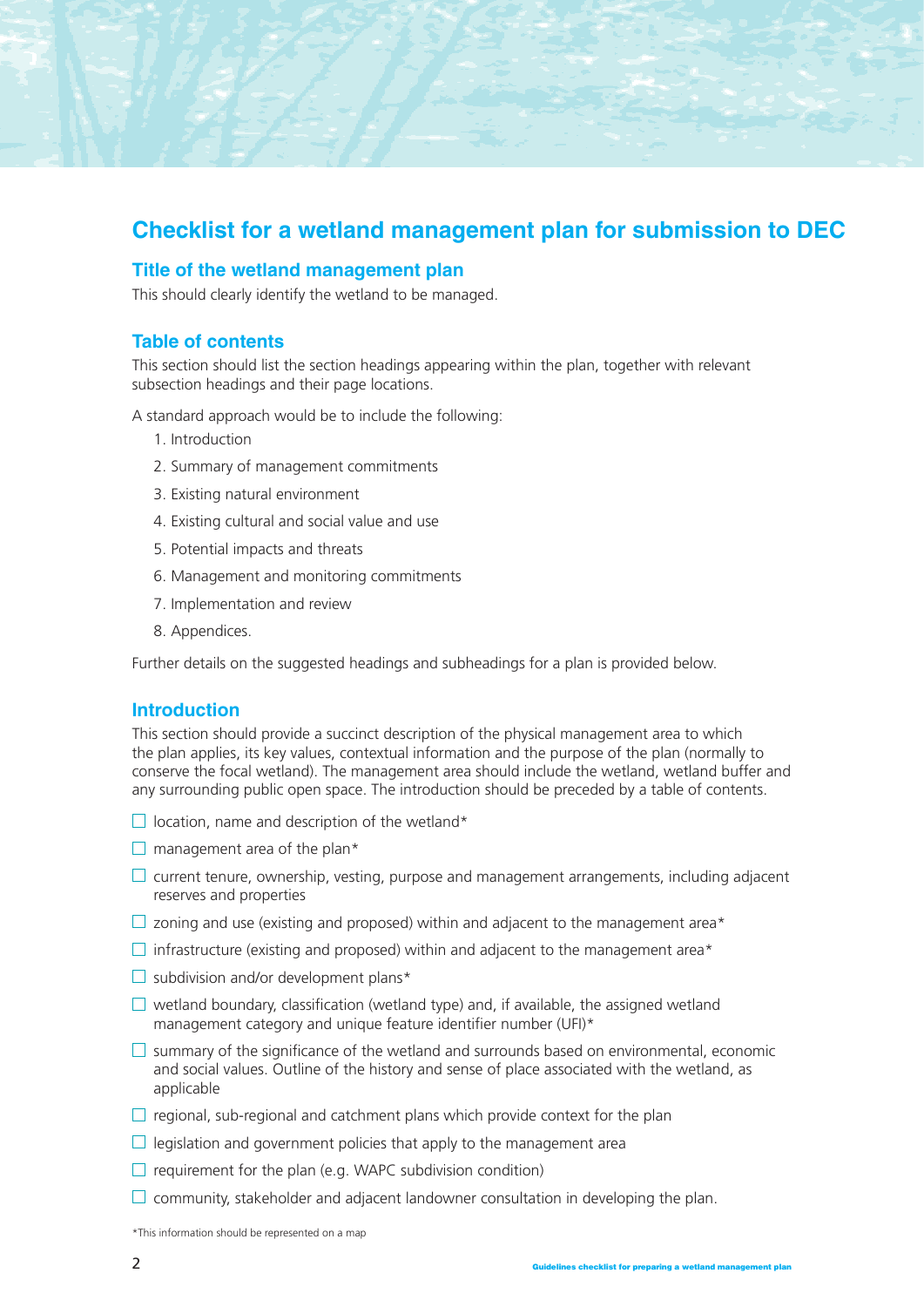# Checklist for a wetland management plan for submission to DEC

## Title of the wetland management plan

This should clearly identify the wetland to be managed.

## Table of contents

This section should list the section headings appearing within the plan, together with relevant subsection headings and their page locations.

A standard approach would be to include the following:

1. Introduction
2. Summary of management commitments
3. Existing natural environment
4. Existing cultural and social value and use
5. Potential impacts and threats
6. Management and monitoring commitments
7. Implementation and review
8. Appendices.

Further details on the suggested headings and subheadings for a plan is provided below.

## Introduction

This section should provide a succinct description of the physical management area to which the plan applies, its key values, contextual information and the purpose of the plan (normally to conserve the focal wetland). The management area should include the wetland, wetland buffer and any surrounding public open space. The introduction should be preceded by a table of contents.

- ☐ location, name and description of the wetland*
- ☐ management area of the plan*
- ☐ current tenure, ownership, vesting, purpose and management arrangements, including adjacent reserves and properties
- ☐ zoning and use (existing and proposed) within and adjacent to the management area*
- ☐ infrastructure (existing and proposed) within and adjacent to the management area*
- ☐ subdivision and/or development plans*
- ☐ wetland boundary, classification (wetland type) and, if available, the assigned wetland management category and unique feature identifier number (UFI)*
- ☐ summary of the significance of the wetland and surrounds based on environmental, economic and social values. Outline of the history and sense of place associated with the wetland, as applicable
- ☐ regional, sub-regional and catchment plans which provide context for the plan
- ☐ legislation and government policies that apply to the management area
- ☐ requirement for the plan (e.g. WAPC subdivision condition)
- ☐ community, stakeholder and adjacent landowner consultation in developing the plan.

*This information should be represented on a map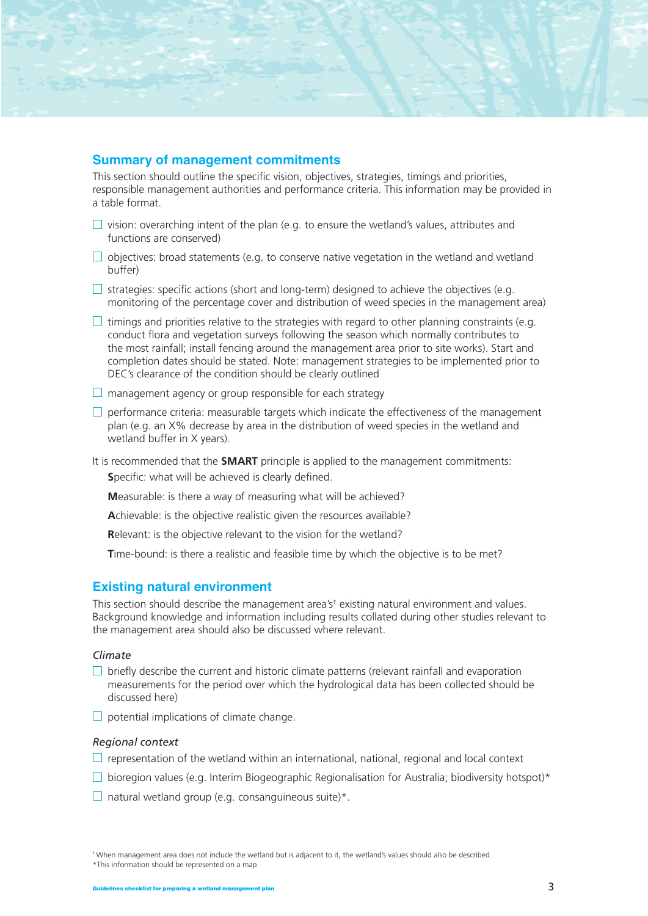## Summary of management commitments

This section should outline the specific vision, objectives, strategies, timings and priorities, responsible management authorities and performance criteria. This information may be provided in a table format.

- ☐ vision: overarching intent of the plan (e.g. to ensure the wetland's values, attributes and functions are conserved)
- ☐ objectives: broad statements (e.g. to conserve native vegetation in the wetland and wetland buffer)
- ☐ strategies: specific actions (short and long-term) designed to achieve the objectives (e.g. monitoring of the percentage cover and distribution of weed species in the management area)
- ☐ timings and priorities relative to the strategies with regard to other planning constraints (e.g. conduct flora and vegetation surveys following the season which normally contributes to the most rainfall; install fencing around the management area prior to site works). Start and completion dates should be stated. Note: management strategies to be implemented prior to DEC's clearance of the condition should be clearly outlined
- ☐ management agency or group responsible for each strategy
- ☐ performance criteria: measurable targets which indicate the effectiveness of the management plan (e.g. an X% decrease by area in the distribution of weed species in the wetland and wetland buffer in X years).

It is recommended that the **SMART** principle is applied to the management commitments:

**S**pecific: what will be achieved is clearly defined.

**M**easurable: is there a way of measuring what will be achieved?

**A**chievable: is the objective realistic given the resources available?

**R**elevant: is the objective relevant to the vision for the wetland?

**T**ime-bound: is there a realistic and feasible time by which the objective is to be met?

## Existing natural environment

This section should describe the management area's[†] existing natural environment and values. Background knowledge and information including results collated during other studies relevant to the management area should also be discussed where relevant.

### *Climate*

- ☐ briefly describe the current and historic climate patterns (relevant rainfall and evaporation measurements for the period over which the hydrological data has been collected should be discussed here)
- ☐ potential implications of climate change.

### *Regional context*

- ☐ representation of the wetland within an international, national, regional and local context
- ☐ bioregion values (e.g. Interim Biogeographic Regionalisation for Australia; biodiversity hotspot)*
- ☐ natural wetland group (e.g. consanguineous suite)*.

[†] When management area does not include the wetland but is adjacent to it, the wetland's values should also be described.
*This information should be represented on a map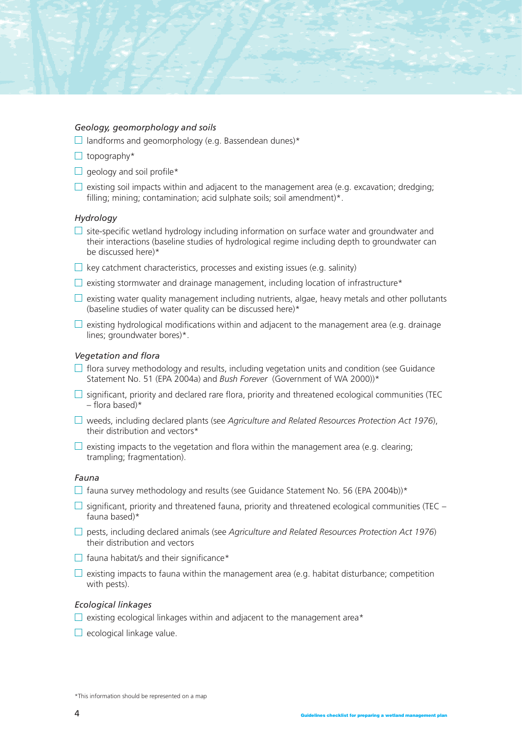*Geology, geomorphology and soils*

- ☐ landforms and geomorphology (e.g. Bassendean dunes)*
- ☐ topography*
- ☐ geology and soil profile*
- ☐ existing soil impacts within and adjacent to the management area (e.g. excavation; dredging; filling; mining; contamination; acid sulphate soils; soil amendment)*.

*Hydrology*

- ☐ site-specific wetland hydrology including information on surface water and groundwater and their interactions (baseline studies of hydrological regime including depth to groundwater can be discussed here)*
- ☐ key catchment characteristics, processes and existing issues (e.g. salinity)
- ☐ existing stormwater and drainage management, including location of infrastructure*
- ☐ existing water quality management including nutrients, algae, heavy metals and other pollutants (baseline studies of water quality can be discussed here)*
- ☐ existing hydrological modifications within and adjacent to the management area (e.g. drainage lines; groundwater bores)*.

*Vegetation and flora*

- ☐ flora survey methodology and results, including vegetation units and condition (see Guidance Statement No. 51 (EPA 2004a) and *Bush Forever* (Government of WA 2000))*
- ☐ significant, priority and declared rare flora, priority and threatened ecological communities (TEC – flora based)*
- ☐ weeds, including declared plants (see *Agriculture and Related Resources Protection Act 1976*), their distribution and vectors*
- ☐ existing impacts to the vegetation and flora within the management area (e.g. clearing; trampling; fragmentation).

*Fauna*

- ☐ fauna survey methodology and results (see Guidance Statement No. 56 (EPA 2004b))*
- ☐ significant, priority and threatened fauna, priority and threatened ecological communities (TEC – fauna based)*
- ☐ pests, including declared animals (see *Agriculture and Related Resources Protection Act 1976*) their distribution and vectors
- ☐ fauna habitat/s and their significance*
- ☐ existing impacts to fauna within the management area (e.g. habitat disturbance; competition with pests).

*Ecological linkages*

- ☐ existing ecological linkages within and adjacent to the management area*
- ☐ ecological linkage value.

*This information should be represented on a map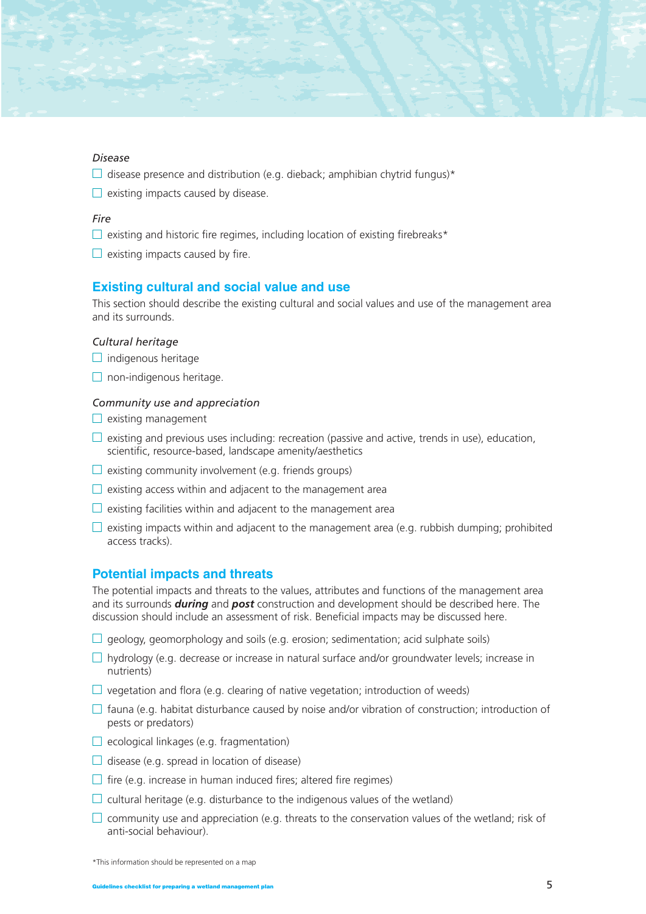*Disease*

- ☐ disease presence and distribution (e.g. dieback; amphibian chytrid fungus)*
- ☐ existing impacts caused by disease.

*Fire*

- ☐ existing and historic fire regimes, including location of existing firebreaks*
- ☐ existing impacts caused by fire.

## Existing cultural and social value and use

This section should describe the existing cultural and social values and use of the management area and its surrounds.

*Cultural heritage*

- ☐ indigenous heritage
- ☐ non-indigenous heritage.

*Community use and appreciation*

- ☐ existing management
- ☐ existing and previous uses including: recreation (passive and active, trends in use), education, scientific, resource-based, landscape amenity/aesthetics
- ☐ existing community involvement (e.g. friends groups)
- ☐ existing access within and adjacent to the management area
- ☐ existing facilities within and adjacent to the management area
- ☐ existing impacts within and adjacent to the management area (e.g. rubbish dumping; prohibited access tracks).

## Potential impacts and threats

The potential impacts and threats to the values, attributes and functions of the management area and its surrounds ***during*** and ***post*** construction and development should be described here. The discussion should include an assessment of risk. Beneficial impacts may be discussed here.

- ☐ geology, geomorphology and soils (e.g. erosion; sedimentation; acid sulphate soils)
- ☐ hydrology (e.g. decrease or increase in natural surface and/or groundwater levels; increase in nutrients)
- ☐ vegetation and flora (e.g. clearing of native vegetation; introduction of weeds)
- ☐ fauna (e.g. habitat disturbance caused by noise and/or vibration of construction; introduction of pests or predators)
- ☐ ecological linkages (e.g. fragmentation)
- ☐ disease (e.g. spread in location of disease)
- ☐ fire (e.g. increase in human induced fires; altered fire regimes)
- ☐ cultural heritage (e.g. disturbance to the indigenous values of the wetland)
- ☐ community use and appreciation (e.g. threats to the conservation values of the wetland; risk of anti-social behaviour).

*This information should be represented on a map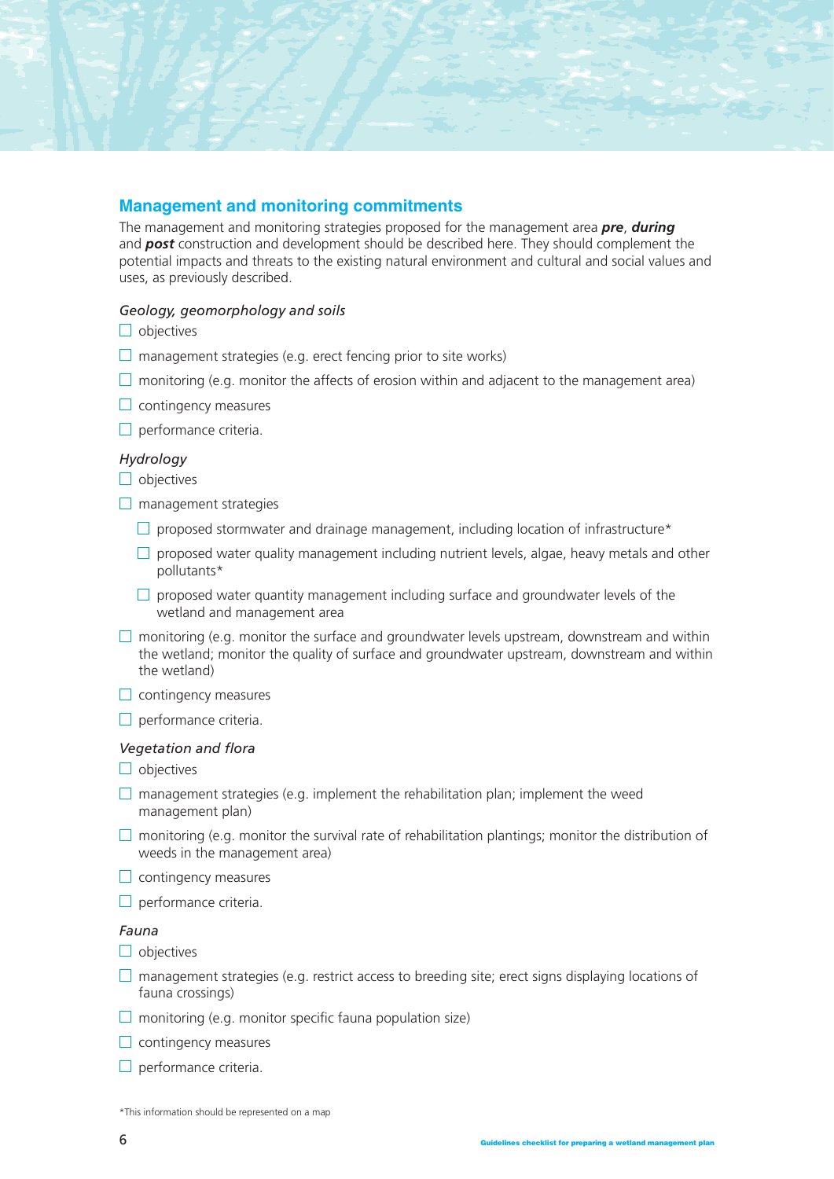## Management and monitoring commitments

The management and monitoring strategies proposed for the management area ***pre***, ***during*** and ***post*** construction and development should be described here. They should complement the potential impacts and threats to the existing natural environment and cultural and social values and uses, as previously described.

*Geology, geomorphology and soils*

- ☐ objectives
- ☐ management strategies (e.g. erect fencing prior to site works)
- ☐ monitoring (e.g. monitor the affects of erosion within and adjacent to the management area)
- ☐ contingency measures
- ☐ performance criteria.

*Hydrology*

- ☐ objectives
- ☐ management strategies
  - ☐ proposed stormwater and drainage management, including location of infrastructure*
  - ☐ proposed water quality management including nutrient levels, algae, heavy metals and other pollutants*
  - ☐ proposed water quantity management including surface and groundwater levels of the wetland and management area
- ☐ monitoring (e.g. monitor the surface and groundwater levels upstream, downstream and within the wetland; monitor the quality of surface and groundwater upstream, downstream and within the wetland)
- ☐ contingency measures
- ☐ performance criteria.

*Vegetation and flora*

- ☐ objectives
- ☐ management strategies (e.g. implement the rehabilitation plan; implement the weed management plan)
- ☐ monitoring (e.g. monitor the survival rate of rehabilitation plantings; monitor the distribution of weeds in the management area)
- ☐ contingency measures
- ☐ performance criteria.

*Fauna*

- ☐ objectives
- ☐ management strategies (e.g. restrict access to breeding site; erect signs displaying locations of fauna crossings)
- ☐ monitoring (e.g. monitor specific fauna population size)
- ☐ contingency measures
- ☐ performance criteria.

*This information should be represented on a map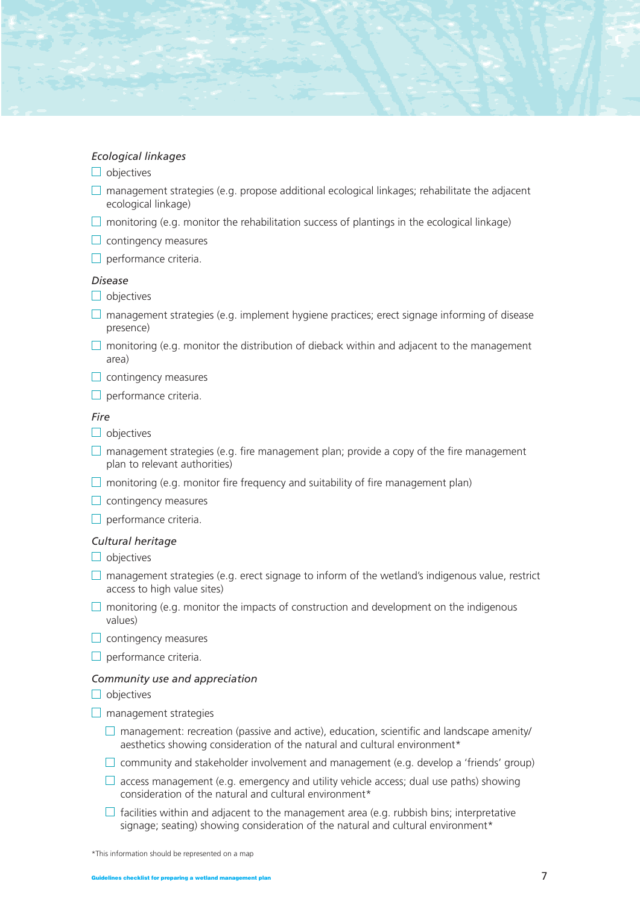*Ecological linkages*

- ☐ objectives
- ☐ management strategies (e.g. propose additional ecological linkages; rehabilitate the adjacent ecological linkage)
- ☐ monitoring (e.g. monitor the rehabilitation success of plantings in the ecological linkage)
- ☐ contingency measures
- ☐ performance criteria.

*Disease*

- ☐ objectives
- ☐ management strategies (e.g. implement hygiene practices; erect signage informing of disease presence)
- ☐ monitoring (e.g. monitor the distribution of dieback within and adjacent to the management area)
- ☐ contingency measures
- ☐ performance criteria.

*Fire*

- ☐ objectives
- ☐ management strategies (e.g. fire management plan; provide a copy of the fire management plan to relevant authorities)
- ☐ monitoring (e.g. monitor fire frequency and suitability of fire management plan)
- ☐ contingency measures
- ☐ performance criteria.

*Cultural heritage*

- ☐ objectives
- ☐ management strategies (e.g. erect signage to inform of the wetland's indigenous value, restrict access to high value sites)
- ☐ monitoring (e.g. monitor the impacts of construction and development on the indigenous values)
- ☐ contingency measures
- ☐ performance criteria.

*Community use and appreciation*

- ☐ objectives
- ☐ management strategies
    - ☐ management: recreation (passive and active), education, scientific and landscape amenity/aesthetics showing consideration of the natural and cultural environment*
    - ☐ community and stakeholder involvement and management (e.g. develop a 'friends' group)
    - ☐ access management (e.g. emergency and utility vehicle access; dual use paths) showing consideration of the natural and cultural environment*
    - ☐ facilities within and adjacent to the management area (e.g. rubbish bins; interpretative signage; seating) showing consideration of the natural and cultural environment*

*This information should be represented on a map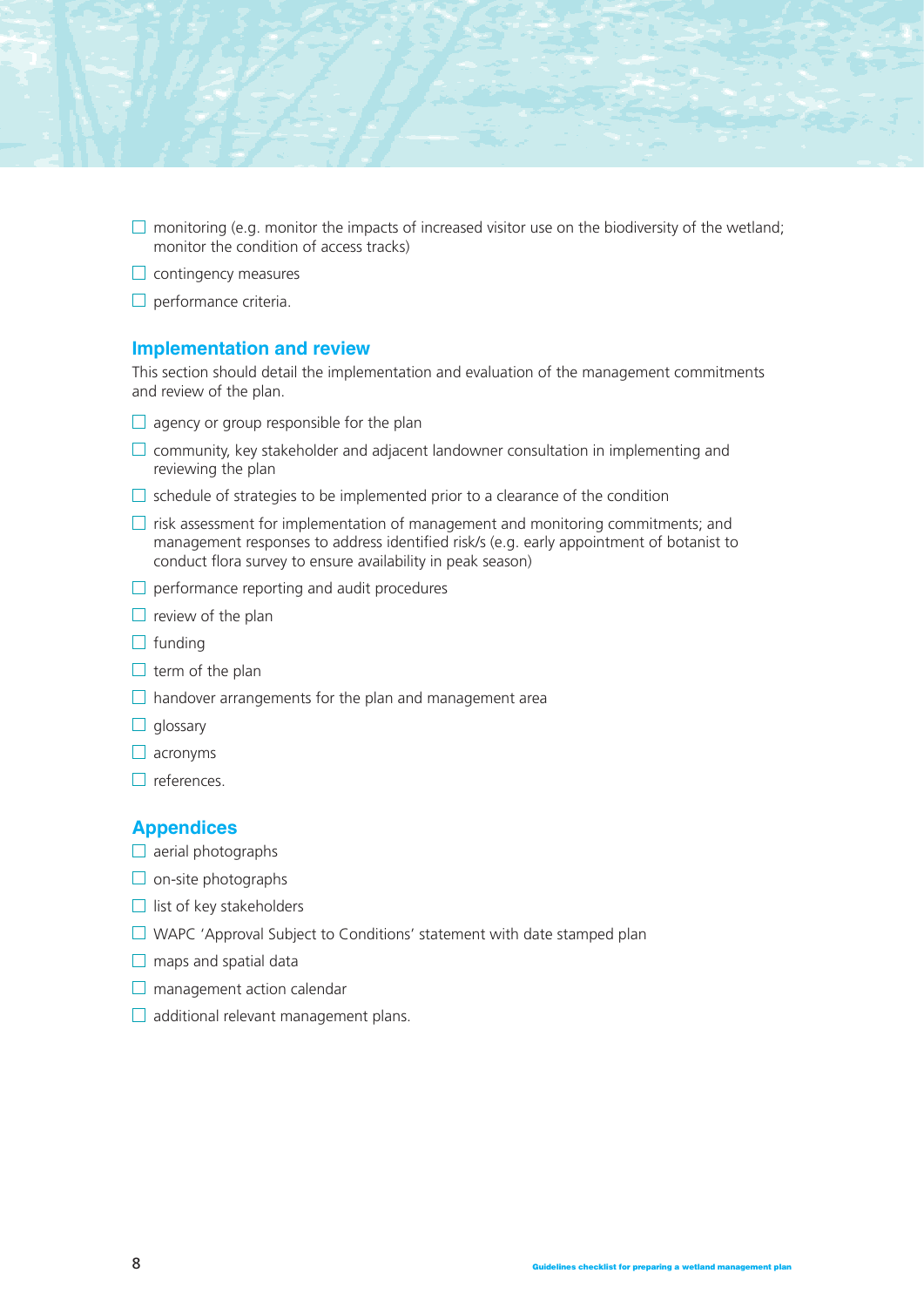- ☐ monitoring (e.g. monitor the impacts of increased visitor use on the biodiversity of the wetland; monitor the condition of access tracks)
- ☐ contingency measures
- ☐ performance criteria.

## Implementation and review

This section should detail the implementation and evaluation of the management commitments and review of the plan.

- ☐ agency or group responsible for the plan
- ☐ community, key stakeholder and adjacent landowner consultation in implementing and reviewing the plan
- ☐ schedule of strategies to be implemented prior to a clearance of the condition
- ☐ risk assessment for implementation of management and monitoring commitments; and management responses to address identified risk/s (e.g. early appointment of botanist to conduct flora survey to ensure availability in peak season)
- ☐ performance reporting and audit procedures
- ☐ review of the plan
- ☐ funding
- ☐ term of the plan
- ☐ handover arrangements for the plan and management area
- ☐ glossary
- ☐ acronyms
- ☐ references.

## Appendices

- ☐ aerial photographs
- ☐ on-site photographs
- ☐ list of key stakeholders
- ☐ WAPC 'Approval Subject to Conditions' statement with date stamped plan
- ☐ maps and spatial data
- ☐ management action calendar
- ☐ additional relevant management plans.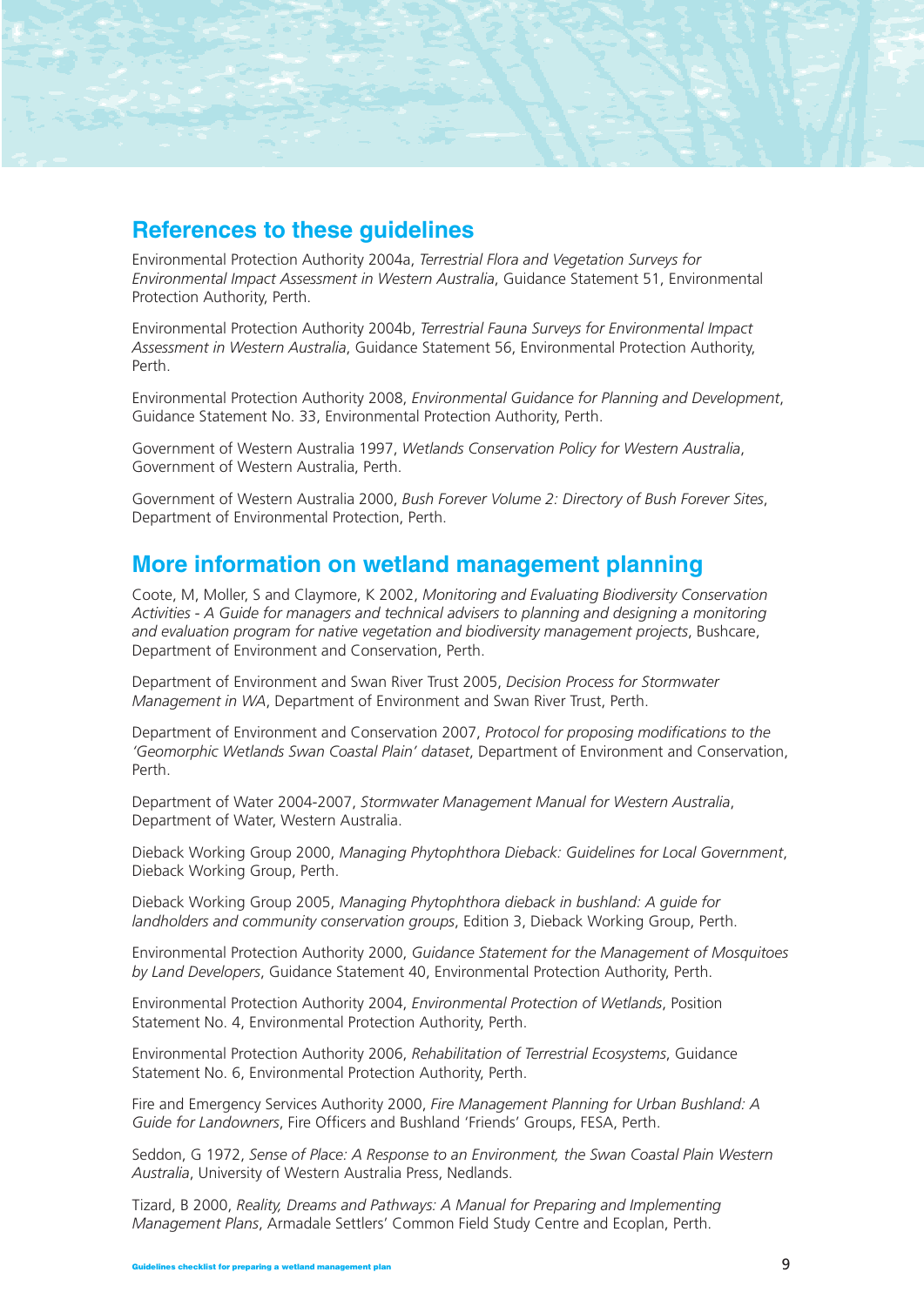## References to these guidelines

Environmental Protection Authority 2004a, *Terrestrial Flora and Vegetation Surveys for Environmental Impact Assessment in Western Australia*, Guidance Statement 51, Environmental Protection Authority, Perth.

Environmental Protection Authority 2004b, *Terrestrial Fauna Surveys for Environmental Impact Assessment in Western Australia*, Guidance Statement 56, Environmental Protection Authority, Perth.

Environmental Protection Authority 2008, *Environmental Guidance for Planning and Development*, Guidance Statement No. 33, Environmental Protection Authority, Perth.

Government of Western Australia 1997, *Wetlands Conservation Policy for Western Australia*, Government of Western Australia, Perth.

Government of Western Australia 2000, *Bush Forever Volume 2: Directory of Bush Forever Sites*, Department of Environmental Protection, Perth.

## More information on wetland management planning

Coote, M, Moller, S and Claymore, K 2002, *Monitoring and Evaluating Biodiversity Conservation Activities - A Guide for managers and technical advisers to planning and designing a monitoring and evaluation program for native vegetation and biodiversity management projects*, Bushcare, Department of Environment and Conservation, Perth.

Department of Environment and Swan River Trust 2005, *Decision Process for Stormwater Management in WA*, Department of Environment and Swan River Trust, Perth.

Department of Environment and Conservation 2007, *Protocol for proposing modifications to the 'Geomorphic Wetlands Swan Coastal Plain' dataset*, Department of Environment and Conservation, Perth.

Department of Water 2004-2007, *Stormwater Management Manual for Western Australia*, Department of Water, Western Australia.

Dieback Working Group 2000, *Managing Phytophthora Dieback: Guidelines for Local Government*, Dieback Working Group, Perth.

Dieback Working Group 2005, *Managing Phytophthora dieback in bushland: A guide for landholders and community conservation groups*, Edition 3, Dieback Working Group, Perth.

Environmental Protection Authority 2000, *Guidance Statement for the Management of Mosquitoes by Land Developers*, Guidance Statement 40, Environmental Protection Authority, Perth.

Environmental Protection Authority 2004, *Environmental Protection of Wetlands*, Position Statement No. 4, Environmental Protection Authority, Perth.

Environmental Protection Authority 2006, *Rehabilitation of Terrestrial Ecosystems*, Guidance Statement No. 6, Environmental Protection Authority, Perth.

Fire and Emergency Services Authority 2000, *Fire Management Planning for Urban Bushland: A Guide for Landowners*, Fire Officers and Bushland 'Friends' Groups, FESA, Perth.

Seddon, G 1972, *Sense of Place: A Response to an Environment, the Swan Coastal Plain Western Australia*, University of Western Australia Press, Nedlands.

Tizard, B 2000, *Reality, Dreams and Pathways: A Manual for Preparing and Implementing Management Plans*, Armadale Settlers' Common Field Study Centre and Ecoplan, Perth.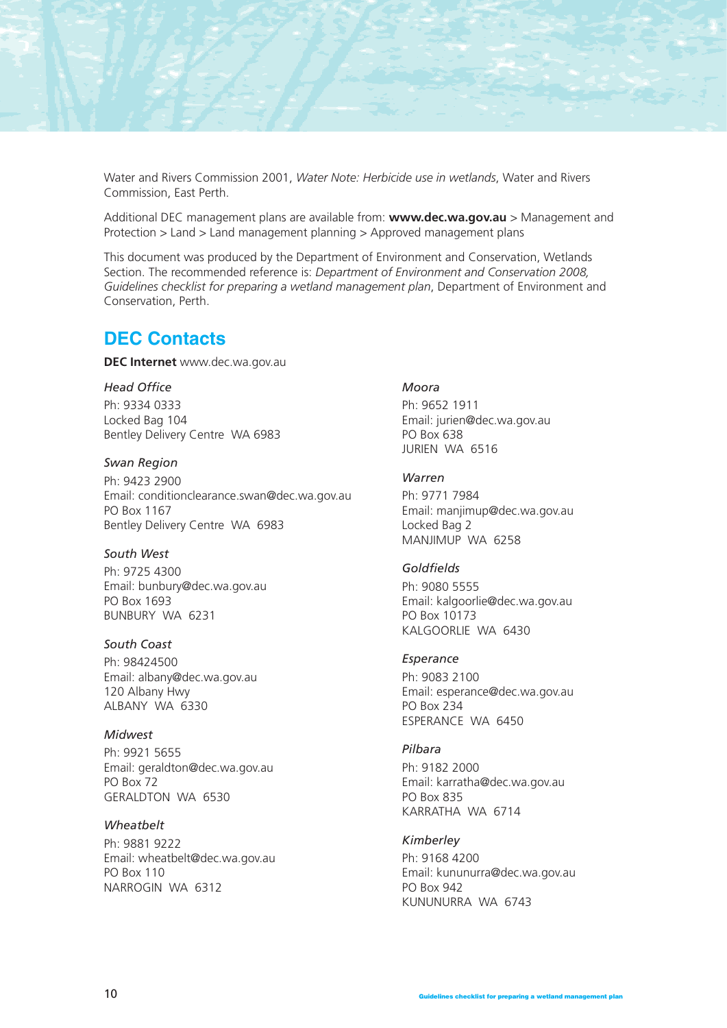Water and Rivers Commission 2001, *Water Note: Herbicide use in wetlands*, Water and Rivers Commission, East Perth.

Additional DEC management plans are available from: **www.dec.wa.gov.au** > Management and Protection > Land > Land management planning > Approved management plans

This document was produced by the Department of Environment and Conservation, Wetlands Section. The recommended reference is: *Department of Environment and Conservation 2008, Guidelines checklist for preparing a wetland management plan*, Department of Environment and Conservation, Perth.

## DEC Contacts

**DEC Internet** www.dec.wa.gov.au

*Head Office*
Ph: 9334 0333
Locked Bag 104
Bentley Delivery Centre WA 6983

*Swan Region*
Ph: 9423 2900
Email: conditionclearance.swan@dec.wa.gov.au
PO Box 1167
Bentley Delivery Centre WA 6983

*South West*
Ph: 9725 4300
Email: bunbury@dec.wa.gov.au
PO Box 1693
BUNBURY WA 6231

*South Coast*
Ph: 98424500
Email: albany@dec.wa.gov.au
120 Albany Hwy
ALBANY WA 6330

*Midwest*
Ph: 9921 5655
Email: geraldton@dec.wa.gov.au
PO Box 72
GERALDTON WA 6530

*Wheatbelt*
Ph: 9881 9222
Email: wheatbelt@dec.wa.gov.au
PO Box 110
NARROGIN WA 6312

*Moora*
Ph: 9652 1911
Email: jurien@dec.wa.gov.au
PO Box 638
JURIEN WA 6516

*Warren*
Ph: 9771 7984
Email: manjimup@dec.wa.gov.au
Locked Bag 2
MANJIMUP WA 6258

*Goldfields*
Ph: 9080 5555
Email: kalgoorlie@dec.wa.gov.au
PO Box 10173
KALGOORLIE WA 6430

*Esperance*
Ph: 9083 2100
Email: esperance@dec.wa.gov.au
PO Box 234
ESPERANCE WA 6450

*Pilbara*
Ph: 9182 2000
Email: karratha@dec.wa.gov.au
PO Box 835
KARRATHA WA 6714

*Kimberley*
Ph: 9168 4200
Email: kununurra@dec.wa.gov.au
PO Box 942
KUNUNURRA WA 6743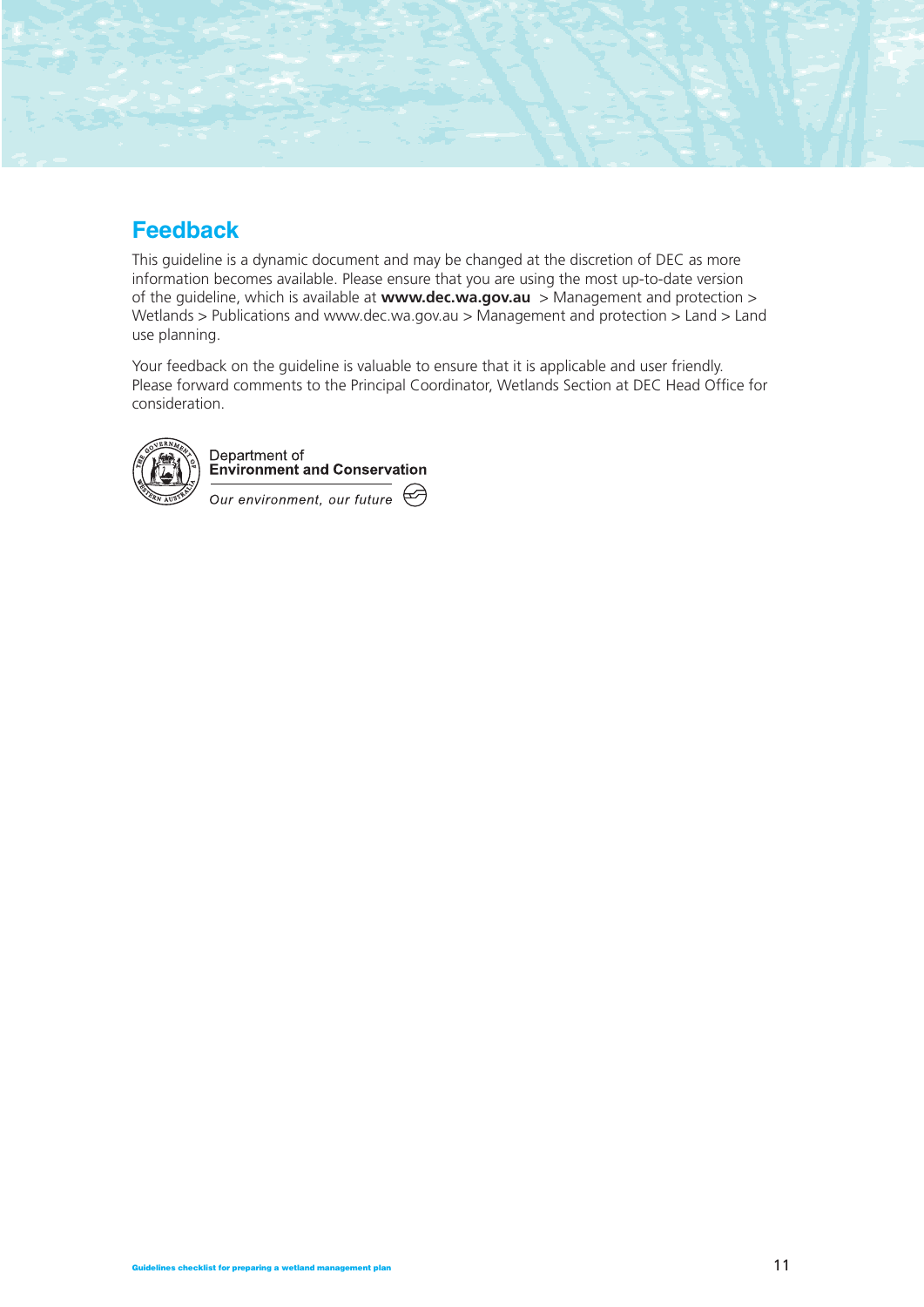## Feedback

This guideline is a dynamic document and may be changed at the discretion of DEC as more information becomes available. Please ensure that you are using the most up-to-date version of the guideline, which is available at **www.dec.wa.gov.au** > Management and protection > Wetlands > Publications and www.dec.wa.gov.au > Management and protection > Land > Land use planning.

Your feedback on the guideline is valuable to ensure that it is applicable and user friendly. Please forward comments to the Principal Coordinator, Wetlands Section at DEC Head Office for consideration.

Department of
**Environment and Conservation**

*Our environment, our future*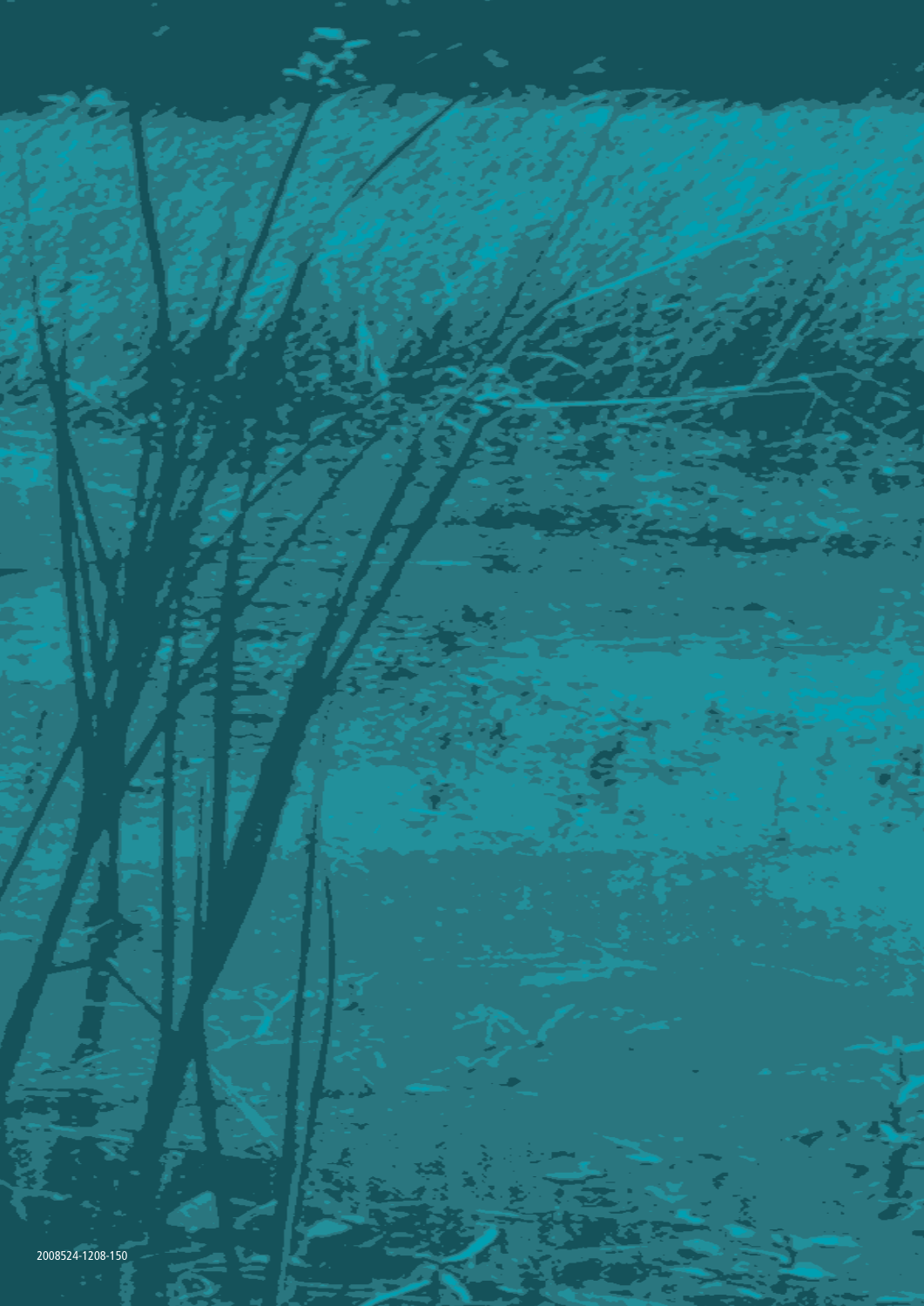2008524-1208-150